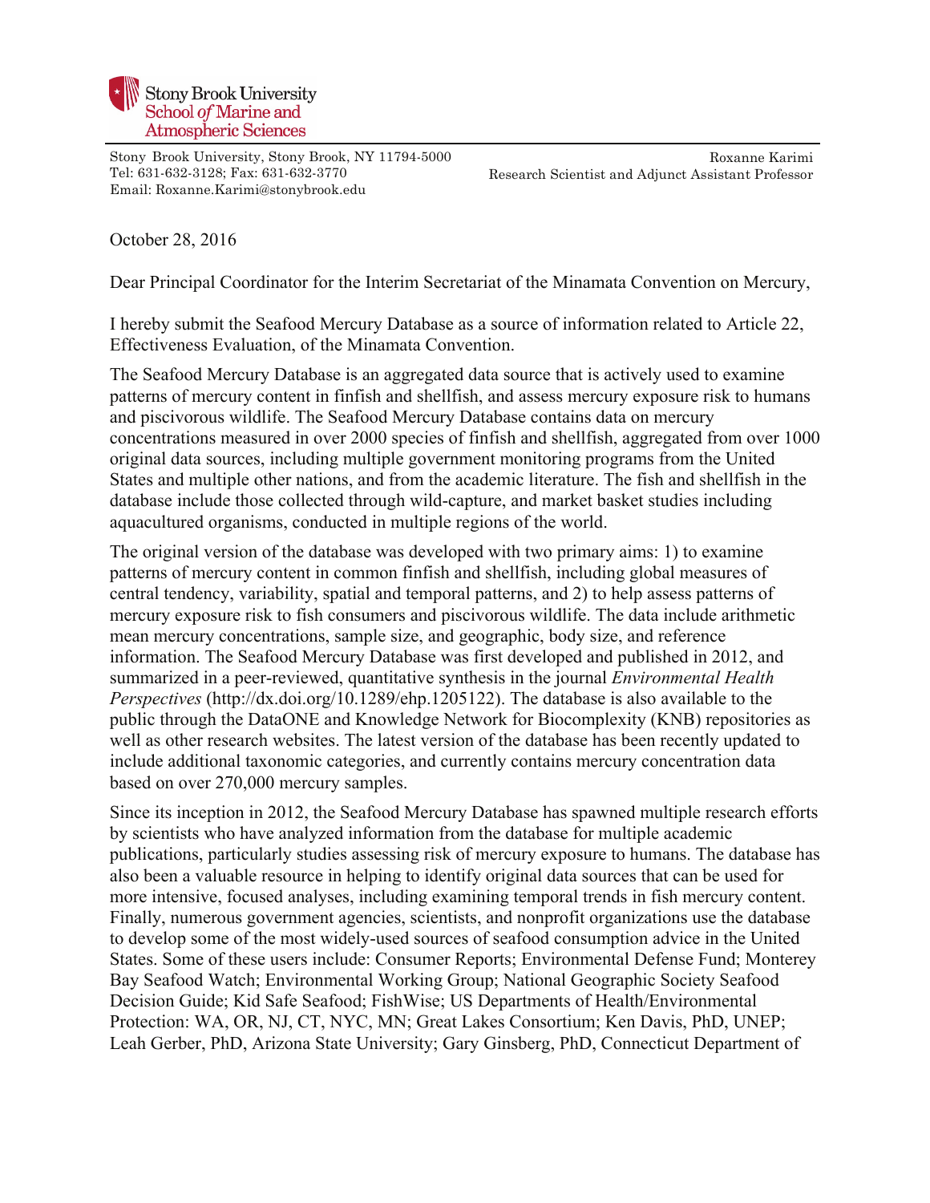Stony Brook University
School *of* Marine and
Atmospheric Sciences

Stony Brook University, Stony Brook, NY 11794-5000
Tel: 631-632-3128; Fax: 631-632-3770
Email: Roxanne.Karimi@stonybrook.edu

Roxanne Karimi
Research Scientist and Adjunct Assistant Professor

October 28, 2016

Dear Principal Coordinator for the Interim Secretariat of the Minamata Convention on Mercury,

I hereby submit the Seafood Mercury Database as a source of information related to Article 22, Effectiveness Evaluation, of the Minamata Convention.

The Seafood Mercury Database is an aggregated data source that is actively used to examine patterns of mercury content in finfish and shellfish, and assess mercury exposure risk to humans and piscivorous wildlife. The Seafood Mercury Database contains data on mercury concentrations measured in over 2000 species of finfish and shellfish, aggregated from over 1000 original data sources, including multiple government monitoring programs from the United States and multiple other nations, and from the academic literature. The fish and shellfish in the database include those collected through wild-capture, and market basket studies including aquacultured organisms, conducted in multiple regions of the world.

The original version of the database was developed with two primary aims: 1) to examine patterns of mercury content in common finfish and shellfish, including global measures of central tendency, variability, spatial and temporal patterns, and 2) to help assess patterns of mercury exposure risk to fish consumers and piscivorous wildlife. The data include arithmetic mean mercury concentrations, sample size, and geographic, body size, and reference information. The Seafood Mercury Database was first developed and published in 2012, and summarized in a peer-reviewed, quantitative synthesis in the journal *Environmental Health Perspectives* (http://dx.doi.org/10.1289/ehp.1205122). The database is also available to the public through the DataONE and Knowledge Network for Biocomplexity (KNB) repositories as well as other research websites. The latest version of the database has been recently updated to include additional taxonomic categories, and currently contains mercury concentration data based on over 270,000 mercury samples.

Since its inception in 2012, the Seafood Mercury Database has spawned multiple research efforts by scientists who have analyzed information from the database for multiple academic publications, particularly studies assessing risk of mercury exposure to humans. The database has also been a valuable resource in helping to identify original data sources that can be used for more intensive, focused analyses, including examining temporal trends in fish mercury content. Finally, numerous government agencies, scientists, and nonprofit organizations use the database to develop some of the most widely-used sources of seafood consumption advice in the United States. Some of these users include: Consumer Reports; Environmental Defense Fund; Monterey Bay Seafood Watch; Environmental Working Group; National Geographic Society Seafood Decision Guide; Kid Safe Seafood; FishWise; US Departments of Health/Environmental Protection: WA, OR, NJ, CT, NYC, MN; Great Lakes Consortium; Ken Davis, PhD, UNEP; Leah Gerber, PhD, Arizona State University; Gary Ginsberg, PhD, Connecticut Department of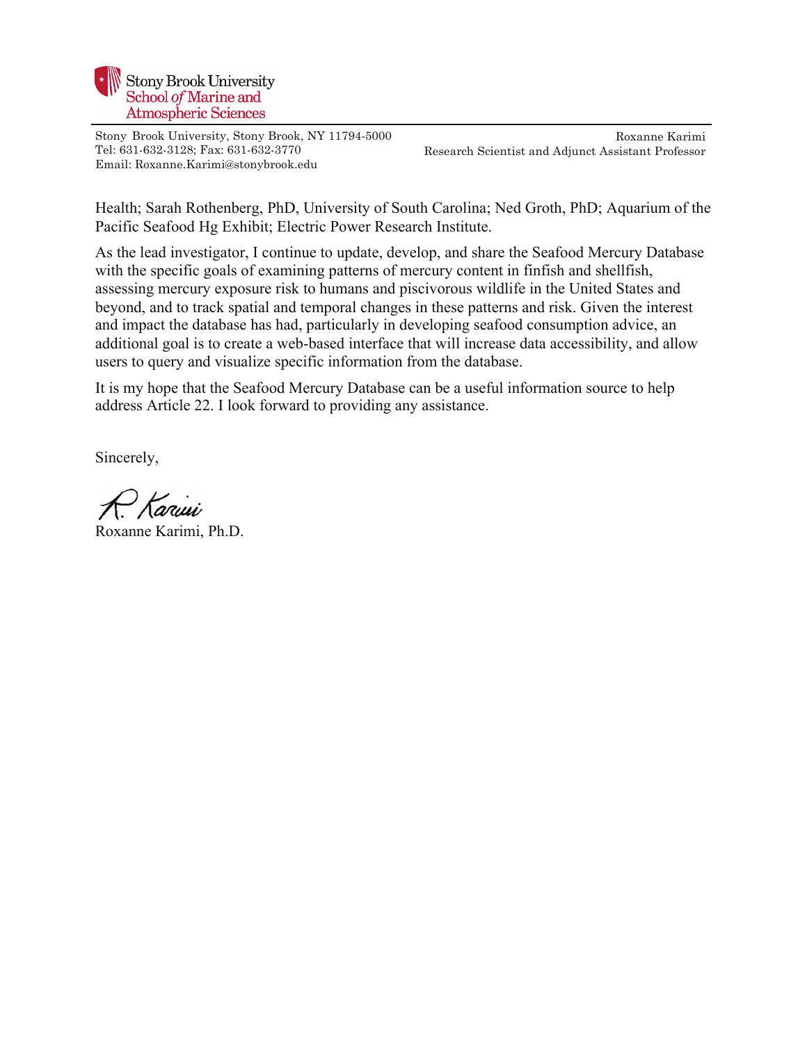Stony Brook University
School *of* Marine and Atmospheric Sciences

Stony Brook University, Stony Brook, NY 11794-5000
Tel: 631-632-3128; Fax: 631-632-3770
Email: Roxanne.Karimi@stonybrook.edu

Roxanne Karimi
Research Scientist and Adjunct Assistant Professor

Health; Sarah Rothenberg, PhD, University of South Carolina; Ned Groth, PhD; Aquarium of the Pacific Seafood Hg Exhibit; Electric Power Research Institute.

As the lead investigator, I continue to update, develop, and share the Seafood Mercury Database with the specific goals of examining patterns of mercury content in finfish and shellfish, assessing mercury exposure risk to humans and piscivorous wildlife in the United States and beyond, and to track spatial and temporal changes in these patterns and risk. Given the interest and impact the database has had, particularly in developing seafood consumption advice, an additional goal is to create a web-based interface that will increase data accessibility, and allow users to query and visualize specific information from the database.

It is my hope that the Seafood Mercury Database can be a useful information source to help address Article 22. I look forward to providing any assistance.

Sincerely,

R. Karimi

Roxanne Karimi, Ph.D.